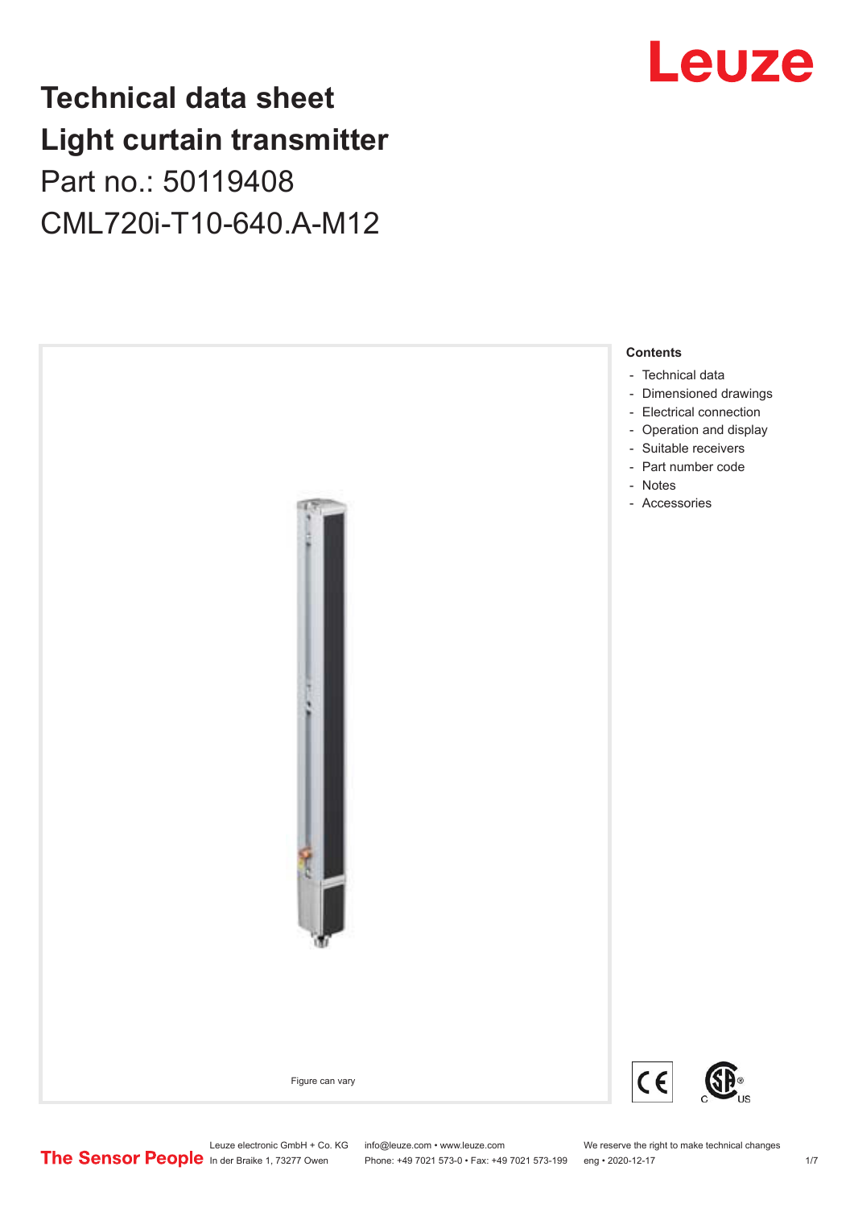# Technical data sheet
# Light curtain transmitter
## Part no.: 50119408
## CML720i-T10-640.A-M12

Figure can vary

**Contents**

- Technical data
- Dimensioned drawings
- Electrical connection
- Operation and display
- Suitable receivers
- Part number code
- Notes
- Accessories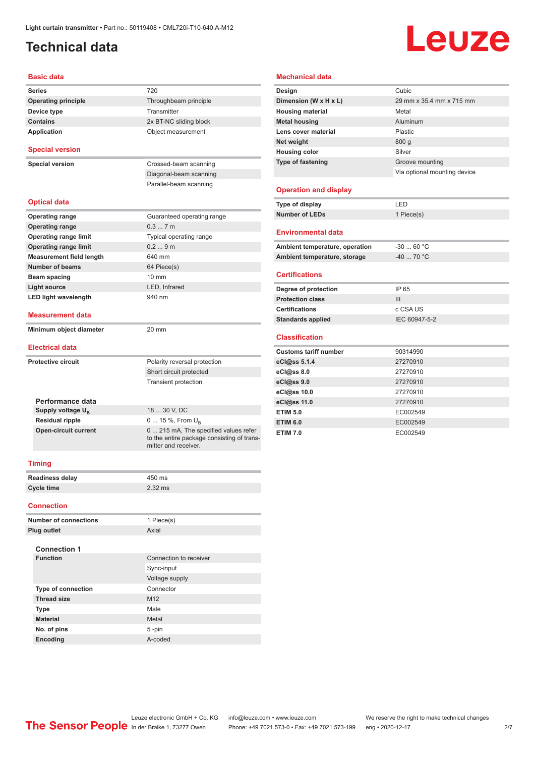Light curtain transmitter • Part no.: 50119408 • CML720i-T10-640.A-M12

# Technical data

## Basic data

| | |
|---|---|
| **Series** | 720 |
| **Operating principle** | Throughbeam principle |
| **Device type** | Transmitter |
| **Contains** | 2x BT-NC sliding block |
| **Application** | Object measurement |

## Special version

| | |
|---|---|
| **Special version** | Crossed-beam scanning |
| | Diagonal-beam scanning |
| | Parallel-beam scanning |

## Optical data

| | |
|---|---|
| **Operating range** | Guaranteed operating range |
| **Operating range** | 0.3 ... 7 m |
| **Operating range limit** | Typical operating range |
| **Operating range limit** | 0.2 ... 9 m |
| **Measurement field length** | 640 mm |
| **Number of beams** | 64 Piece(s) |
| **Beam spacing** | 10 mm |
| **Light source** | LED, Infrared |
| **LED light wavelength** | 940 nm |

## Measurement data

| | |
|---|---|
| **Minimum object diameter** | 20 mm |

## Electrical data

| | |
|---|---|
| **Protective circuit** | Polarity reversal protection |
| | Short circuit protected |
| | Transient protection |

### Performance data

| | |
|---|---|
| **Supply voltage $U_B$** | 18 ... 30 V, DC |
| **Residual ripple** | 0 ... 15 %, From $U_B$ |
| **Open-circuit current** | 0 ... 215 mA, The specified values refer to the entire package consisting of transmitter and receiver. |

## Timing

| | |
|---|---|
| **Readiness delay** | 450 ms |
| **Cycle time** | 2.32 ms |

## Connection

| | |
|---|---|
| **Number of connections** | 1 Piece(s) |
| **Plug outlet** | Axial |

### Connection 1

| | |
|---|---|
| **Function** | Connection to receiver |
| | Sync-input |
| | Voltage supply |
| **Type of connection** | Connector |
| **Thread size** | M12 |
| **Type** | Male |
| **Material** | Metal |
| **No. of pins** | 5 -pin |
| **Encoding** | A-coded |

## Mechanical data

| | |
|---|---|
| **Design** | Cubic |
| **Dimension (W x H x L)** | 29 mm x 35.4 mm x 715 mm |
| **Housing material** | Metal |
| **Metal housing** | Aluminum |
| **Lens cover material** | Plastic |
| **Net weight** | 800 g |
| **Housing color** | Silver |
| **Type of fastening** | Groove mounting |
| | Via optional mounting device |

## Operation and display

| | |
|---|---|
| **Type of display** | LED |
| **Number of LEDs** | 1 Piece(s) |

## Environmental data

| | |
|---|---|
| **Ambient temperature, operation** | -30 ... 60 °C |
| **Ambient temperature, storage** | -40 ... 70 °C |

## Certifications

| | |
|---|---|
| **Degree of protection** | IP 65 |
| **Protection class** | III |
| **Certifications** | c CSA US |
| **Standards applied** | IEC 60947-5-2 |

## Classification

| | |
|---|---|
| **Customs tariff number** | 90314990 |
| **eCl@ss 5.1.4** | 27270910 |
| **eCl@ss 8.0** | 27270910 |
| **eCl@ss 9.0** | 27270910 |
| **eCl@ss 10.0** | 27270910 |
| **eCl@ss 11.0** | 27270910 |
| **ETIM 5.0** | EC002549 |
| **ETIM 6.0** | EC002549 |
| **ETIM 7.0** | EC002549 |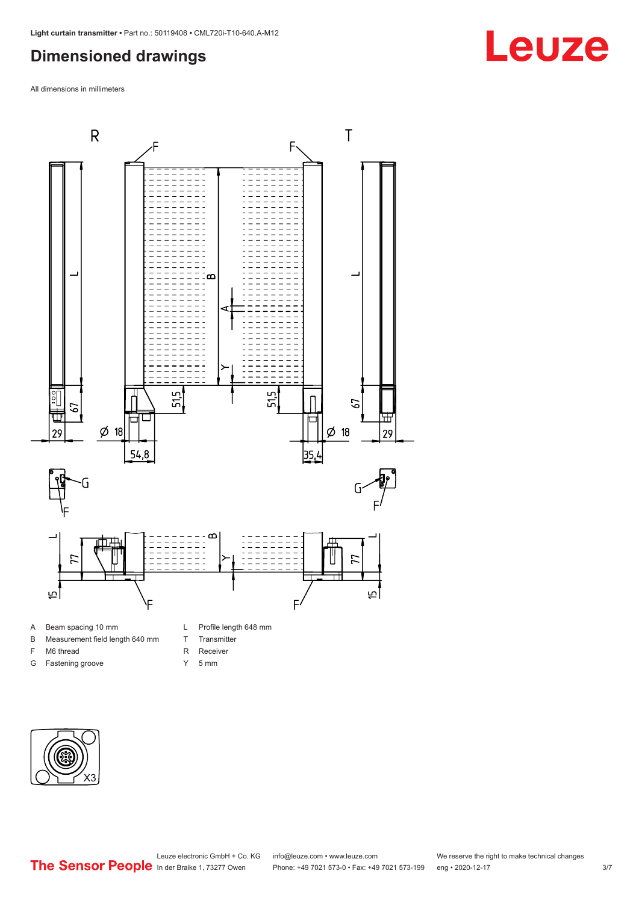# Dimensioned drawings

All dimensions in millimeters

- A Beam spacing 10 mm
- B Measurement field length 640 mm
- F M6 thread
- G Fastening groove
- L Profile length 648 mm
- T Transmitter
- R Receiver
- Y 5 mm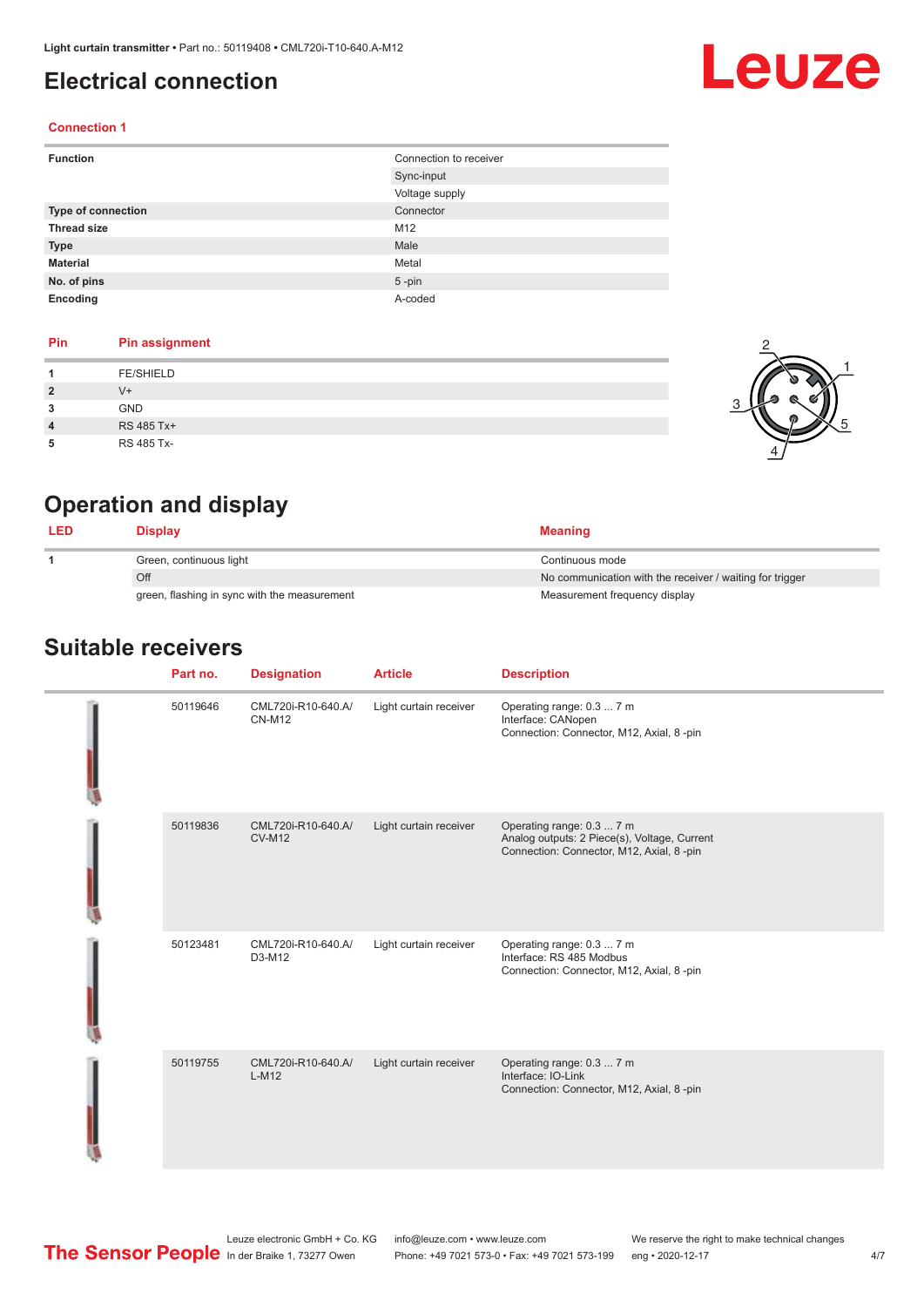# Electrical connection

### Connection 1

| | |
|---|---|
| **Function** | Connection to receiver |
| | Sync-input |
| | Voltage supply |
| **Type of connection** | Connector |
| **Thread size** | M12 |
| **Type** | Male |
| **Material** | Metal |
| **No. of pins** | 5 -pin |
| **Encoding** | A-coded |

| Pin | Pin assignment |
|---|---|
| **1** | FE/SHIELD |
| **2** | V+ |
| **3** | GND |
| **4** | RS 485 Tx+ |
| **5** | RS 485 Tx- |

# Operation and display

| LED | Display | Meaning |
|---|---|---|
| **1** | Green, continuous light | Continuous mode |
| | Off | No communication with the receiver / waiting for trigger |
| | green, flashing in sync with the measurement | Measurement frequency display |

# Suitable receivers

| Part no. | Designation | Article | Description |
|---|---|---|---|
| 50119646 | CML720i-R10-640.A/CN-M12 | Light curtain receiver | Operating range: 0.3 ... 7 m<br>Interface: CANopen<br>Connection: Connector, M12, Axial, 8 -pin |
| 50119836 | CML720i-R10-640.A/CV-M12 | Light curtain receiver | Operating range: 0.3 ... 7 m<br>Analog outputs: 2 Piece(s), Voltage, Current<br>Connection: Connector, M12, Axial, 8 -pin |
| 50123481 | CML720i-R10-640.A/D3-M12 | Light curtain receiver | Operating range: 0.3 ... 7 m<br>Interface: RS 485 Modbus<br>Connection: Connector, M12, Axial, 8 -pin |
| 50119755 | CML720i-R10-640.A/L-M12 | Light curtain receiver | Operating range: 0.3 ... 7 m<br>Interface: IO-Link<br>Connection: Connector, M12, Axial, 8 -pin |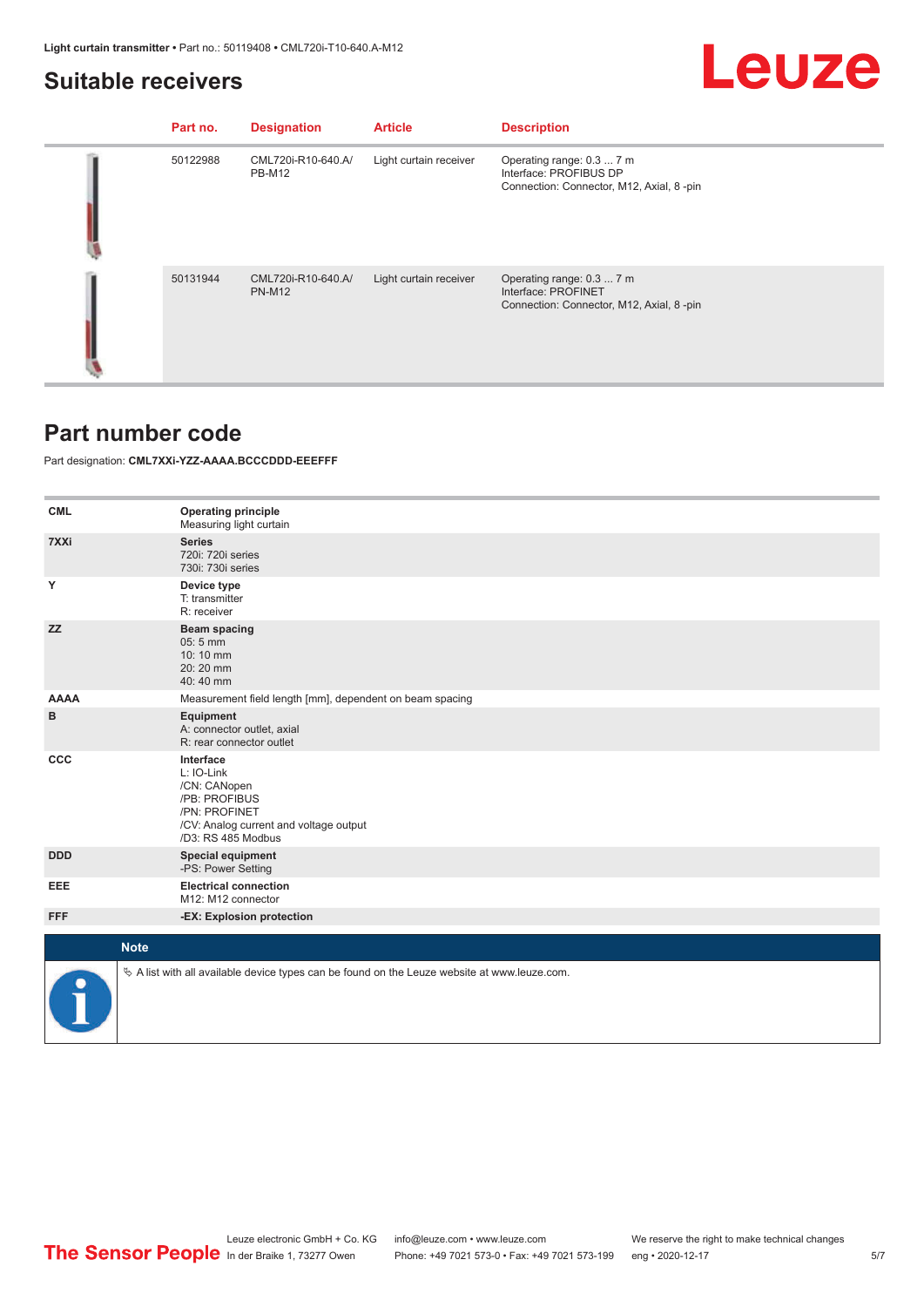## Suitable receivers

| Part no. | Designation | Article | Description |
|---|---|---|---|
| 50122988 | CML720i-R10-640.A/PB-M12 | Light curtain receiver | Operating range: 0.3 ... 7 m<br>Interface: PROFIBUS DP<br>Connection: Connector, M12, Axial, 8 -pin |
| 50131944 | CML720i-R10-640.A/PN-M12 | Light curtain receiver | Operating range: 0.3 ... 7 m<br>Interface: PROFINET<br>Connection: Connector, M12, Axial, 8 -pin |

## Part number code

Part designation: **CML7XXi-YZZ-AAAA.BCCCDDD-EEEFFF**

| | |
|---|---|
| **CML** | **Operating principle**<br>Measuring light curtain |
| **7XXi** | **Series**<br>720i: 720i series<br>730i: 730i series |
| **Y** | **Device type**<br>T: transmitter<br>R: receiver |
| **ZZ** | **Beam spacing**<br>05: 5 mm<br>10: 10 mm<br>20: 20 mm<br>40: 40 mm |
| **AAAA** | Measurement field length [mm], dependent on beam spacing |
| **B** | **Equipment**<br>A: connector outlet, axial<br>R: rear connector outlet |
| **CCC** | **Interface**<br>L: IO-Link<br>/CN: CANopen<br>/PB: PROFIBUS<br>/PN: PROFINET<br>/CV: Analog current and voltage output<br>/D3: RS 485 Modbus |
| **DDD** | **Special equipment**<br>-PS: Power Setting |
| **EEE** | **Electrical connection**<br>M12: M12 connector |
| **FFF** | **-EX: Explosion protection** |

**Note**

↳ A list with all available device types can be found on the Leuze website at www.leuze.com.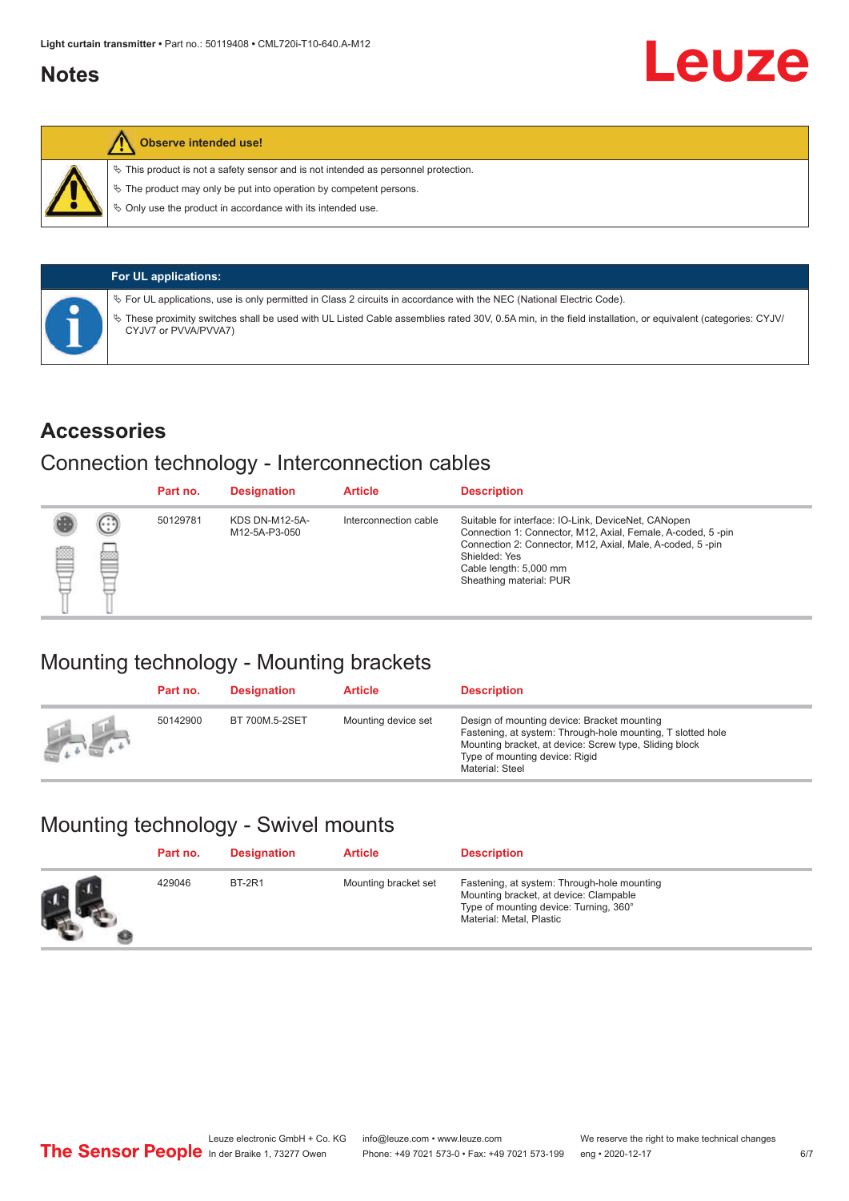## Notes

**Observe intended use!**

- This product is not a safety sensor and is not intended as personnel protection.
- The product may only be put into operation by competent persons.
- Only use the product in accordance with its intended use.

**For UL applications:**

- For UL applications, use is only permitted in Class 2 circuits in accordance with the NEC (National Electric Code).
- These proximity switches shall be used with UL Listed Cable assemblies rated 30V, 0.5A min, in the field installation, or equivalent (categories: CYJV/ CYJV7 or PVVA/PVVA7)

## Accessories

### Connection technology - Interconnection cables

| Part no. | Designation | Article | Description |
|---|---|---|---|
| 50129781 | KDS DN-M12-5A-M12-5A-P3-050 | Interconnection cable | Suitable for interface: IO-Link, DeviceNet, CANopen<br>Connection 1: Connector, M12, Axial, Female, A-coded, 5 -pin<br>Connection 2: Connector, M12, Axial, Male, A-coded, 5 -pin<br>Shielded: Yes<br>Cable length: 5,000 mm<br>Sheathing material: PUR |

### Mounting technology - Mounting brackets

| Part no. | Designation | Article | Description |
|---|---|---|---|
| 50142900 | BT 700M.5-2SET | Mounting device set | Design of mounting device: Bracket mounting<br>Fastening, at system: Through-hole mounting, T slotted hole<br>Mounting bracket, at device: Screw type, Sliding block<br>Type of mounting device: Rigid<br>Material: Steel |

### Mounting technology - Swivel mounts

| Part no. | Designation | Article | Description |
|---|---|---|---|
| 429046 | BT-2R1 | Mounting bracket set | Fastening, at system: Through-hole mounting<br>Mounting bracket, at device: Clampable<br>Type of mounting device: Turning, 360°<br>Material: Metal, Plastic |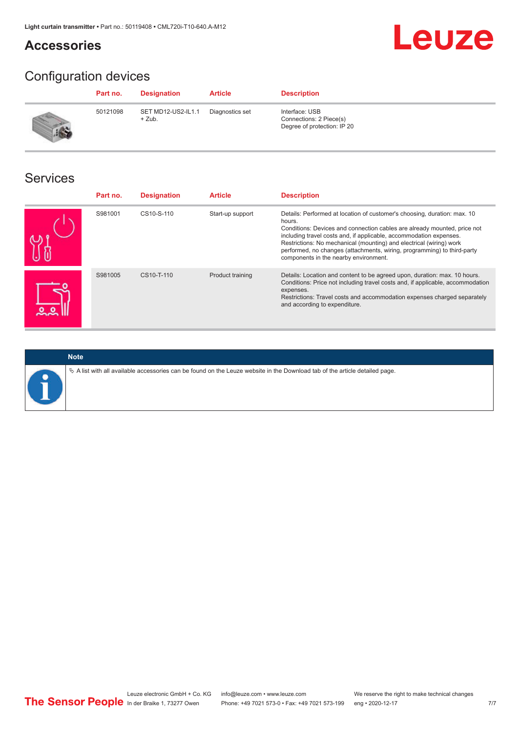## Accessories

### Configuration devices

| | Part no. | Designation | Article | Description |
|---|---|---|---|---|
| | 50121098 | SET MD12-US2-IL1.1 + Zub. | Diagnostics set | Interface: USB<br>Connections: 2 Piece(s)<br>Degree of protection: IP 20 |

### Services

| | Part no. | Designation | Article | Description |
|---|---|---|---|---|
| | S981001 | CS10-S-110 | Start-up support | Details: Performed at location of customer's choosing, duration: max. 10 hours.<br>Conditions: Devices and connection cables are already mounted, price not including travel costs and, if applicable, accommodation expenses.<br>Restrictions: No mechanical (mounting) and electrical (wiring) work performed, no changes (attachments, wiring, programming) to third-party components in the nearby environment. |
| | S981005 | CS10-T-110 | Product training | Details: Location and content to be agreed upon, duration: max. 10 hours.<br>Conditions: Price not including travel costs and, if applicable, accommodation expenses.<br>Restrictions: Travel costs and accommodation expenses charged separately and according to expenditure. |

**Note**

A list with all available accessories can be found on the Leuze website in the Download tab of the article detailed page.